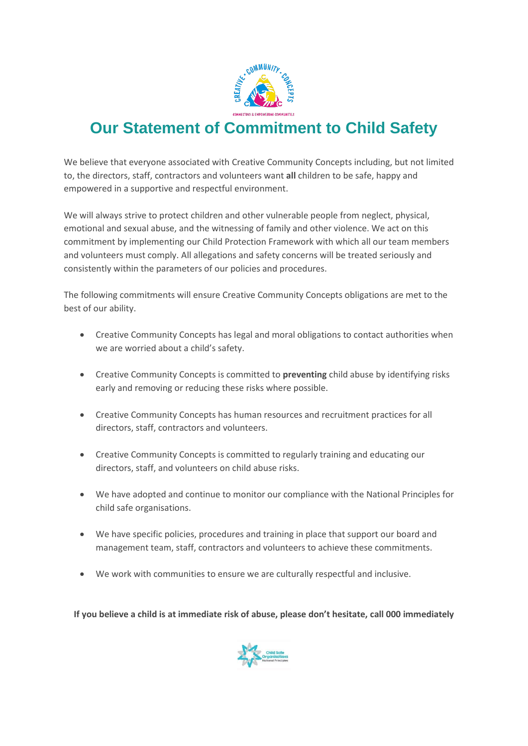# Our Statement of Commitment to Child Safety

We believe that everyone associated with Creative Community Concepts including, but not limited to, the directors, staff, contractors and volunteers want **all** children to be safe, happy and empowered in a supportive and respectful environment.

We will always strive to protect children and other vulnerable people from neglect, physical, emotional and sexual abuse, and the witnessing of family and other violence. We act on this commitment by implementing our Child Protection Framework with which all our team members and volunteers must comply. All allegations and safety concerns will be treated seriously and consistently within the parameters of our policies and procedures.

The following commitments will ensure Creative Community Concepts obligations are met to the best of our ability.

- Creative Community Concepts has legal and moral obligations to contact authorities when we are worried about a child's safety.
- Creative Community Concepts is committed to **preventing** child abuse by identifying risks early and removing or reducing these risks where possible.
- Creative Community Concepts has human resources and recruitment practices for all directors, staff, contractors and volunteers.
- Creative Community Concepts is committed to regularly training and educating our directors, staff, and volunteers on child abuse risks.
- We have adopted and continue to monitor our compliance with the National Principles for child safe organisations.
- We have specific policies, procedures and training in place that support our board and management team, staff, contractors and volunteers to achieve these commitments.
- We work with communities to ensure we are culturally respectful and inclusive.

**If you believe a child is at immediate risk of abuse, please don't hesitate, call 000 immediately**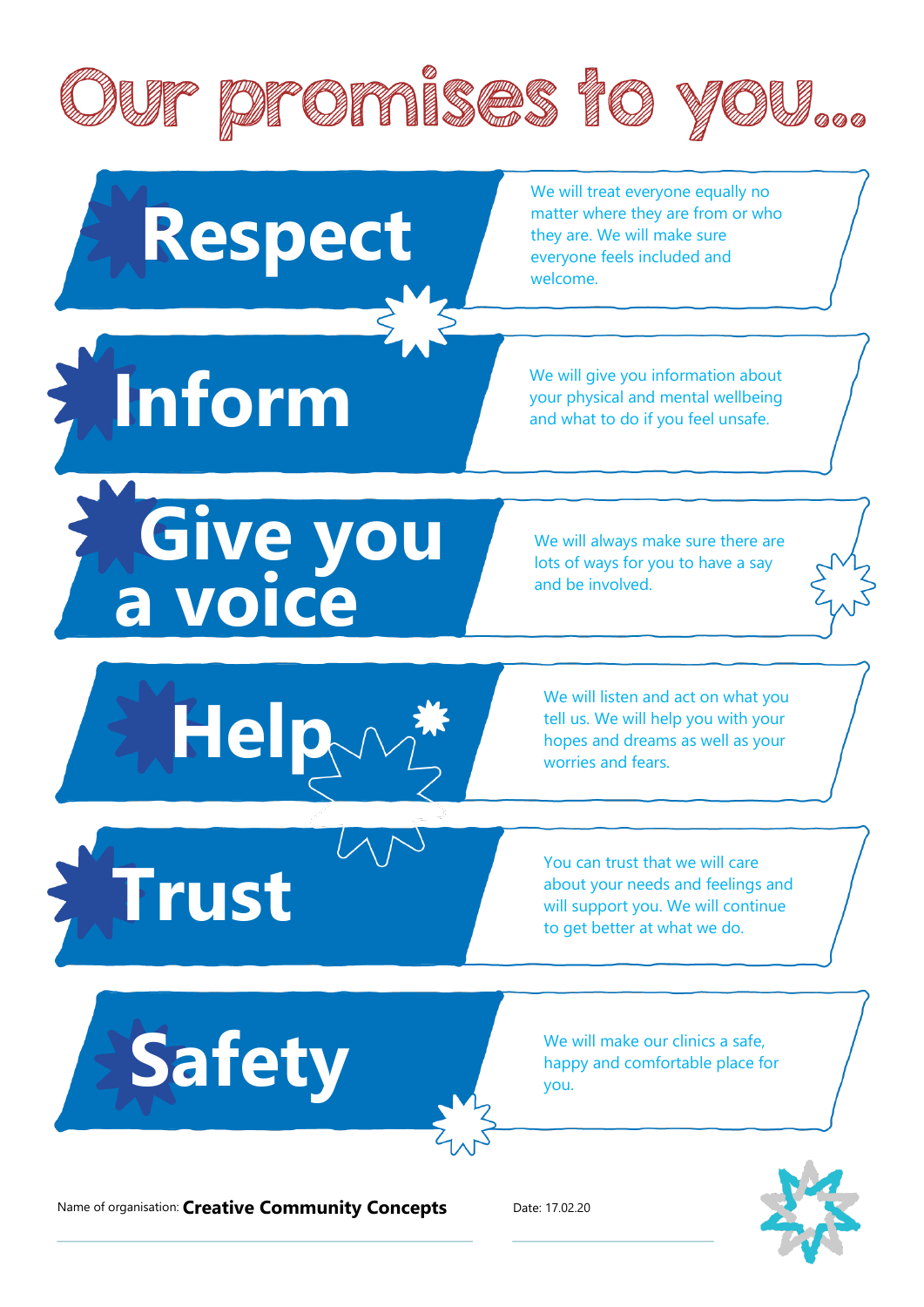# Our promises to you...

## Respect

We will treat everyone equally no matter where they are from or who they are. We will make sure everyone feels included and welcome.

## Inform

We will give you information about your physical and mental wellbeing and what to do if you feel unsafe.

## Give you a voice

We will always make sure there are lots of ways for you to have a say and be involved.

## Help

We will listen and act on what you tell us. We will help you with your hopes and dreams as well as your worries and fears.

## Trust

You can trust that we will care about your needs and feelings and will support you. We will continue to get better at what we do.

## Safety

We will make our clinics a safe, happy and comfortable place for you.

Name of organisation: **Creative Community Concepts**

Date: 17.02.20